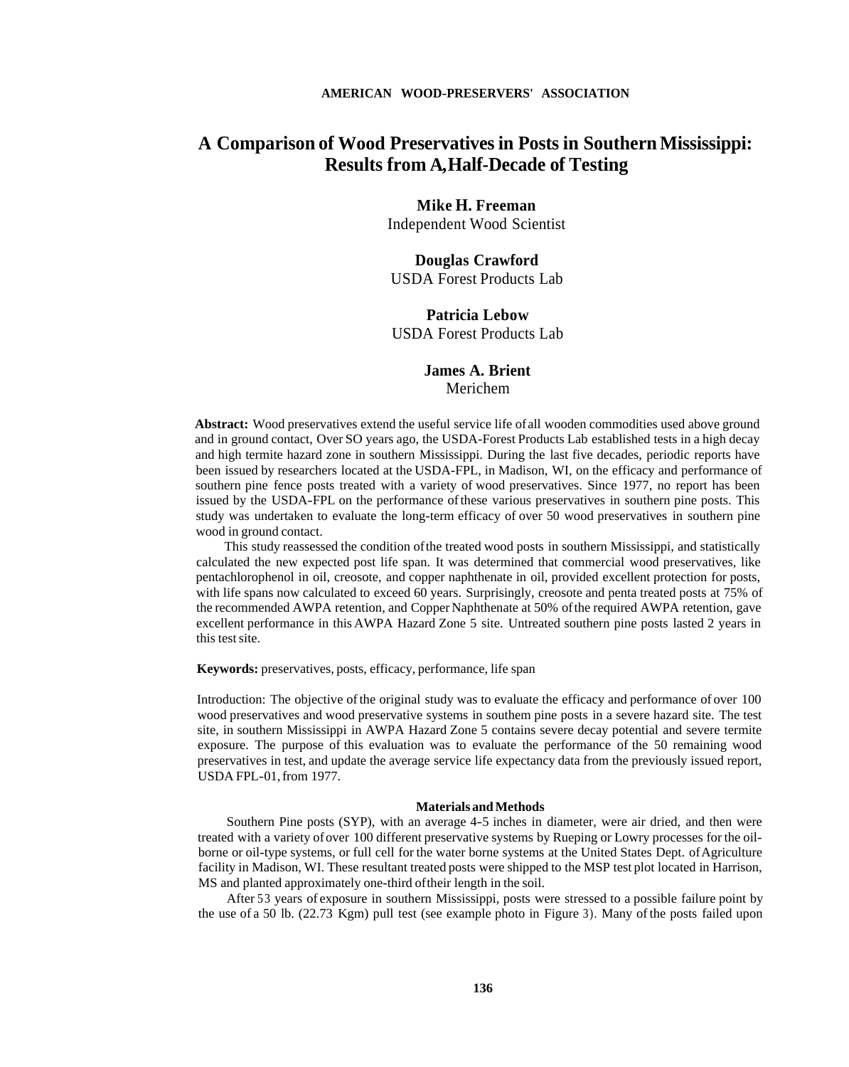AMERICAN WOOD-PRESERVERS' ASSOCIATION

# A Comparison of Wood Preservatives in Posts in Southern Mississippi: Results from A,Half-Decade of Testing

**Mike H. Freeman**
Independent Wood Scientist

**Douglas Crawford**
USDA Forest Products Lab

**Patricia Lebow**
USDA Forest Products Lab

**James A. Brient**
Merichem

**Abstract:** Wood preservatives extend the useful service life of all wooden commodities used above ground and in ground contact, Over SO years ago, the USDA-Forest Products Lab established tests in a high decay and high termite hazard zone in southern Mississippi. During the last five decades, periodic reports have been issued by researchers located at the USDA-FPL, in Madison, WI, on the efficacy and performance of southern pine fence posts treated with a variety of wood preservatives. Since 1977, no report has been issued by the USDA-FPL on the performance of these various preservatives in southern pine posts. This study was undertaken to evaluate the long-term efficacy of over 50 wood preservatives in southern pine wood in ground contact.

This study reassessed the condition of the treated wood posts in southern Mississippi, and statistically calculated the new expected post life span. It was determined that commercial wood preservatives, like pentachlorophenol in oil, creosote, and copper naphthenate in oil, provided excellent protection for posts, with life spans now calculated to exceed 60 years. Surprisingly, creosote and penta treated posts at 75% of the recommended AWPA retention, and Copper Naphthenate at 50% of the required AWPA retention, gave excellent performance in this AWPA Hazard Zone 5 site. Untreated southern pine posts lasted 2 years in this test site.

**Keywords:** preservatives, posts, efficacy, performance, life span

Introduction: The objective of the original study was to evaluate the efficacy and performance of over 100 wood preservatives and wood preservative systems in southem pine posts in a severe hazard site. The test site, in southern Mississippi in AWPA Hazard Zone 5 contains severe decay potential and severe termite exposure. The purpose of this evaluation was to evaluate the performance of the 50 remaining wood preservatives in test, and update the average service life expectancy data from the previously issued report, USDA FPL-01, from 1977.

## Materials and Methods

Southern Pine posts (SYP), with an average 4-5 inches in diameter, were air dried, and then were treated with a variety of over 100 different preservative systems by Rueping or Lowry processes for the oil-borne or oil-type systems, or full cell for the water borne systems at the United States Dept. of Agriculture facility in Madison, WI. These resultant treated posts were shipped to the MSP test plot located in Harrison, MS and planted approximately one-third of their length in the soil.

After 53 years of exposure in southern Mississippi, posts were stressed to a possible failure point by the use of a 50 lb. (22.73 Kgm) pull test (see example photo in Figure 3). Many of the posts failed upon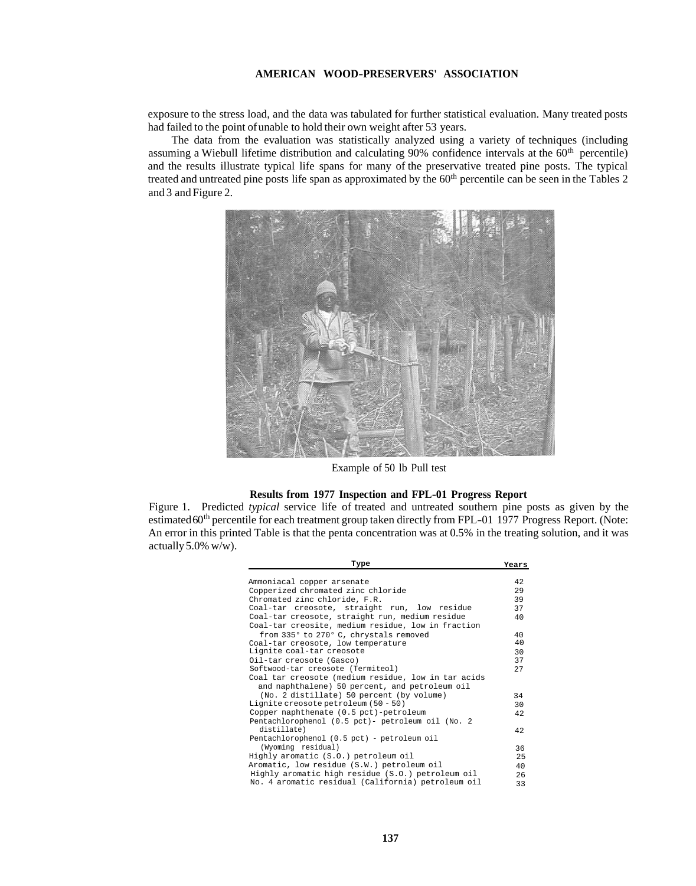exposure to the stress load, and the data was tabulated for further statistical evaluation. Many treated posts had failed to the point of unable to hold their own weight after 53 years.

The data from the evaluation was statistically analyzed using a variety of techniques (including assuming a Wiebull lifetime distribution and calculating 90% confidence intervals at the $60^{th}$ percentile) and the results illustrate typical life spans for many of the preservative treated pine posts. The typical treated and untreated pine posts life span as approximated by the $60^{th}$ percentile can be seen in the Tables 2 and 3 and Figure 2.

Example of 50 lb Pull test

**Results from 1977 Inspection and FPL-01 Progress Report**

Figure 1. Predicted *typical* service life of treated and untreated southern pine posts as given by the estimated $60^{th}$ percentile for each treatment group taken directly from FPL-01 1977 Progress Report. (Note: An error in this printed Table is that the penta concentration was at 0.5% in the treating solution, and it was actually 5.0% w/w).

| Type | Years |
|---|---|
| Ammoniacal copper arsenate | 42 |
| Copperized chromated zinc chloride | 29 |
| Chromated zinc chloride, F.R. | 39 |
| Coal-tar creosote, straight run, low residue | 37 |
| Coal-tar creosote, straight run, medium residue | 40 |
| Coal-tar creosite, medium residue, low in fraction from 335° to 270° C, chrystals removed | 40 |
| Coal-tar creosote, low temperature | 40 |
| Lignite coal-tar creosote | 30 |
| Oil-tar creosote (Gasco) | 37 |
| Softwood-tar creosote (Termiteol) | 27 |
| Coal tar creosote (medium residue, low in tar acids and naphthalene) 50 percent, and petroleum oil (No. 2 distillate) 50 percent (by volume) | 34 |
| Lignite creosote petroleum (50 - 50) | 30 |
| Copper naphthenate (0.5 pct)-petroleum | 42 |
| Pentachlorophenol (0.5 pct)- petroleum oil (No. 2 distillate) | 42 |
| Pentachlorophenol (0.5 pct) - petroleum oil (Wyoming residual) | 36 |
| Highly aromatic (S.O.) petroleum oil | 25 |
| Aromatic, low residue (S.W.) petroleum oil | 40 |
| Highly aromatic high residue (S.O.) petroleum oil | 26 |
| No. 4 aromatic residual (California) petroleum oil | 33 |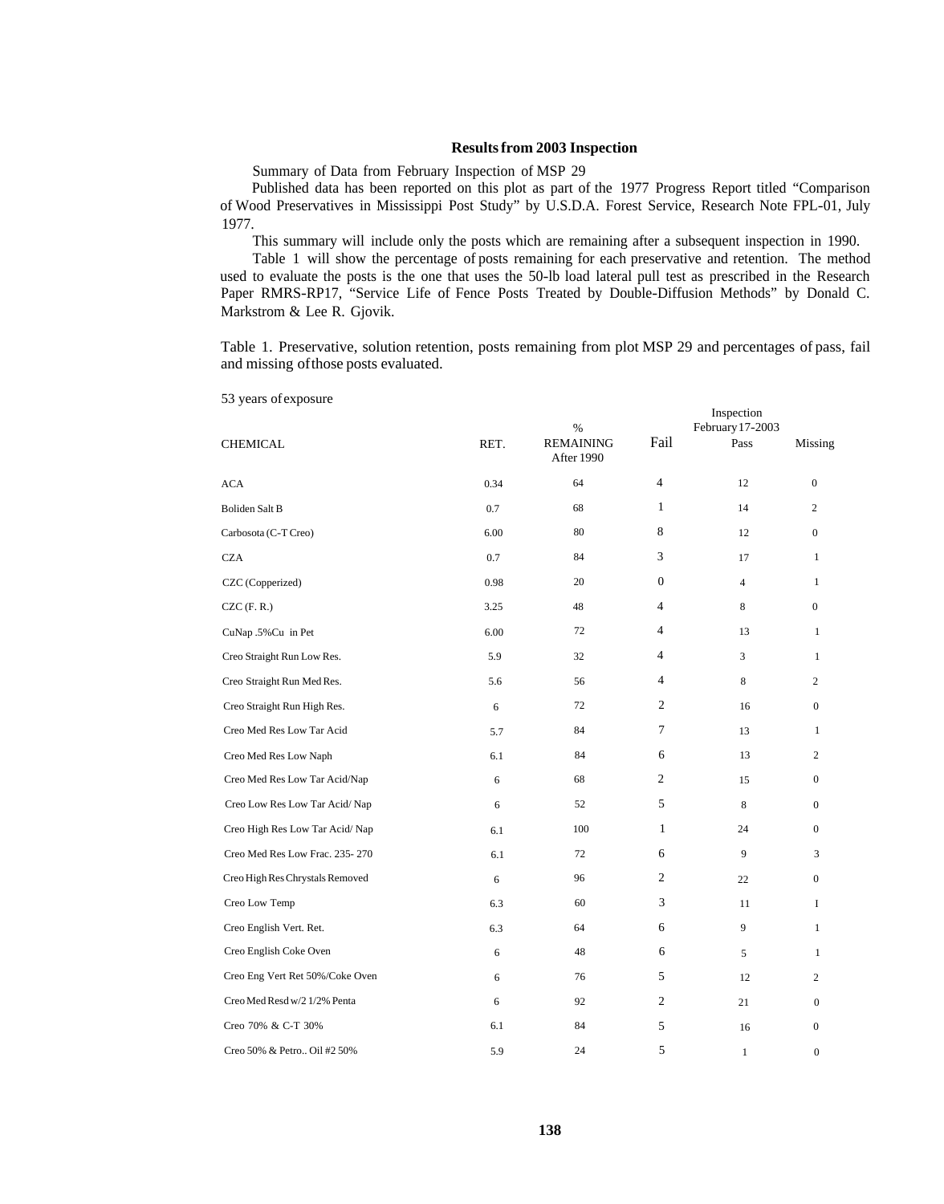### Results from 2003 Inspection

Summary of Data from February Inspection of MSP 29

Published data has been reported on this plot as part of the 1977 Progress Report titled "Comparison of Wood Preservatives in Mississippi Post Study" by U.S.D.A. Forest Service, Research Note FPL-01, July 1977.

This summary will include only the posts which are remaining after a subsequent inspection in 1990.

Table 1 will show the percentage of posts remaining for each preservative and retention. The method used to evaluate the posts is the one that uses the 50-lb load lateral pull test as prescribed in the Research Paper RMRS-RP17, "Service Life of Fence Posts Treated by Double-Diffusion Methods" by Donald C. Markstrom & Lee R. Gjovik.

Table 1. Preservative, solution retention, posts remaining from plot MSP 29 and percentages of pass, fail and missing of those posts evaluated.

53 years of exposure

| CHEMICAL | RET. | % REMAINING After 1990 | Inspection February 17-2003 | | |
|---|---|---|---|---|---|
| | | | Fail | Pass | Missing |
| ACA | 0.34 | 64 | 4 | 12 | 0 |
| Boliden Salt B | 0.7 | 68 | 1 | 14 | 2 |
| Carbosota (C-T Creo) | 6.00 | 80 | 8 | 12 | 0 |
| CZA | 0.7 | 84 | 3 | 17 | 1 |
| CZC (Copperized) | 0.98 | 20 | 0 | 4 | 1 |
| CZC (F. R.) | 3.25 | 48 | 4 | 8 | 0 |
| CuNap .5%Cu in Pet | 6.00 | 72 | 4 | 13 | 1 |
| Creo Straight Run Low Res. | 5.9 | 32 | 4 | 3 | 1 |
| Creo Straight Run Med Res. | 5.6 | 56 | 4 | 8 | 2 |
| Creo Straight Run High Res. | 6 | 72 | 2 | 16 | 0 |
| Creo Med Res Low Tar Acid | 5.7 | 84 | 7 | 13 | 1 |
| Creo Med Res Low Naph | 6.1 | 84 | 6 | 13 | 2 |
| Creo Med Res Low Tar Acid/Nap | 6 | 68 | 2 | 15 | 0 |
| Creo Low Res Low Tar Acid/ Nap | 6 | 52 | 5 | 8 | 0 |
| Creo High Res Low Tar Acid/ Nap | 6.1 | 100 | 1 | 24 | 0 |
| Creo Med Res Low Frac. 235- 270 | 6.1 | 72 | 6 | 9 | 3 |
| Creo High Res Chrystals Removed | 6 | 96 | 2 | 22 | 0 |
| Creo Low Temp | 6.3 | 60 | 3 | 11 | I |
| Creo English Vert. Ret. | 6.3 | 64 | 6 | 9 | 1 |
| Creo English Coke Oven | 6 | 48 | 6 | 5 | 1 |
| Creo Eng Vert Ret 50%/Coke Oven | 6 | 76 | 5 | 12 | 2 |
| Creo Med Resd w/2 1/2% Penta | 6 | 92 | 2 | 21 | 0 |
| Creo 70% & C-T 30% | 6.1 | 84 | 5 | 16 | 0 |
| Creo 50% & Petro.. Oil #2 50% | 5.9 | 24 | 5 | 1 | 0 |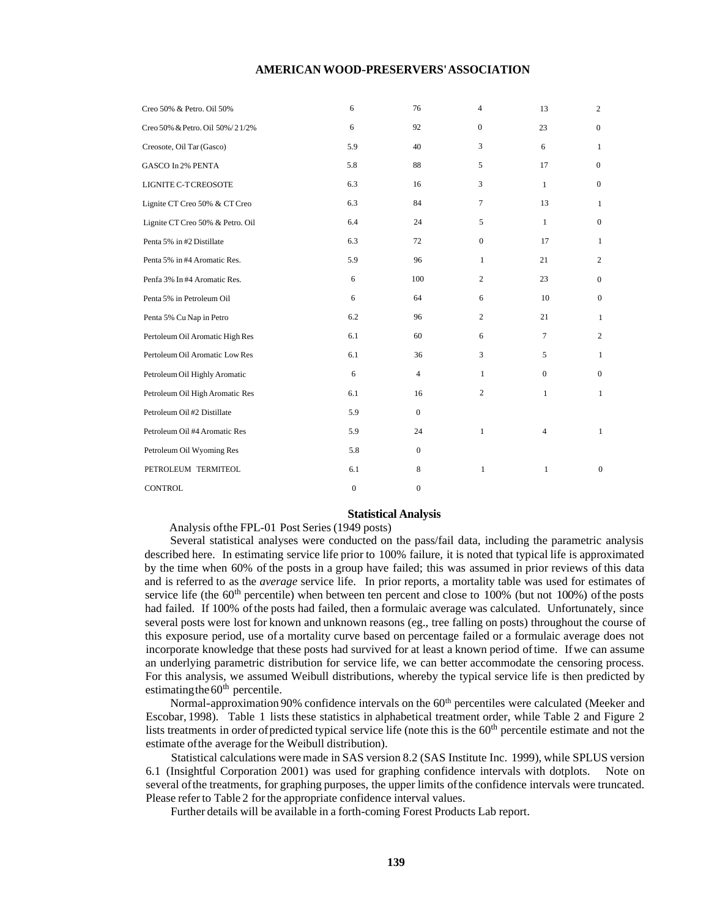| | | | | | |
|---|---|---|---|---|---|
| Creo 50% & Petro. Oil 50% | 6 | 76 | 4 | 13 | 2 |
| Creo 50% & Petro. Oil 50%/ 2 1/2% | 6 | 92 | 0 | 23 | 0 |
| Creosote, Oil Tar (Gasco) | 5.9 | 40 | 3 | 6 | 1 |
| GASCO In 2% PENTA | 5.8 | 88 | 5 | 17 | 0 |
| LIGNITE C-T CREOSOTE | 6.3 | 16 | 3 | 1 | 0 |
| Lignite CT Creo 50% & CT Creo | 6.3 | 84 | 7 | 13 | 1 |
| Lignite CT Creo 50% & Petro. Oil | 6.4 | 24 | 5 | 1 | 0 |
| Penta 5% in #2 Distillate | 6.3 | 72 | 0 | 17 | 1 |
| Penta 5% in #4 Aromatic Res. | 5.9 | 96 | 1 | 21 | 2 |
| Penfa 3% In #4 Aromatic Res. | 6 | 100 | 2 | 23 | 0 |
| Penta 5% in Petroleum Oil | 6 | 64 | 6 | 10 | 0 |
| Penta 5% Cu Nap in Petro | 6.2 | 96 | 2 | 21 | 1 |
| Pertoleum Oil Aromatic High Res | 6.1 | 60 | 6 | 7 | 2 |
| Pertoleum Oil Aromatic Low Res | 6.1 | 36 | 3 | 5 | 1 |
| Petroleum Oil Highly Aromatic | 6 | 4 | 1 | 0 | 0 |
| Petroleum Oil High Aromatic Res | 6.1 | 16 | 2 | 1 | 1 |
| Petroleum Oil #2 Distillate | 5.9 | 0 | | | |
| Petroleum Oil #4 Aromatic Res | 5.9 | 24 | 1 | 4 | 1 |
| Petroleum Oil Wyoming Res | 5.8 | 0 | | | |
| PETROLEUM TERMITEOL | 6.1 | 8 | 1 | 1 | 0 |
| CONTROL | 0 | 0 | | | |

## Statistical Analysis

Analysis of the FPL-01 Post Series (1949 posts)

Several statistical analyses were conducted on the pass/fail data, including the parametric analysis described here. In estimating service life prior to 100% failure, it is noted that typical life is approximated by the time when 60% of the posts in a group have failed; this was assumed in prior reviews of this data and is referred to as the *average* service life. In prior reports, a mortality table was used for estimates of service life (the 60$^{th}$ percentile) when between ten percent and close to 100% (but not 100%) of the posts had failed. If 100% of the posts had failed, then a formulaic average was calculated. Unfortunately, since several posts were lost for known and unknown reasons (eg., tree falling on posts) throughout the course of this exposure period, use of a mortality curve based on percentage failed or a formulaic average does not incorporate knowledge that these posts had survived for at least a known period of time. If we can assume an underlying parametric distribution for service life, we can better accommodate the censoring process. For this analysis, we assumed Weibull distributions, whereby the typical service life is then predicted by estimating the 60$^{th}$ percentile.

Normal-approximation 90% confidence intervals on the 60$^{th}$ percentiles were calculated (Meeker and Escobar, 1998). Table 1 lists these statistics in alphabetical treatment order, while Table 2 and Figure 2 lists treatments in order of predicted typical service life (note this is the 60$^{th}$ percentile estimate and not the estimate of the average for the Weibull distribution).

Statistical calculations were made in SAS version 8.2 (SAS Institute Inc. 1999), while SPLUS version 6.1 (Insightful Corporation 2001) was used for graphing confidence intervals with dotplots. Note on several of the treatments, for graphing purposes, the upper limits of the confidence intervals were truncated. Please refer to Table 2 for the appropriate confidence interval values.

Further details will be available in a forth-coming Forest Products Lab report.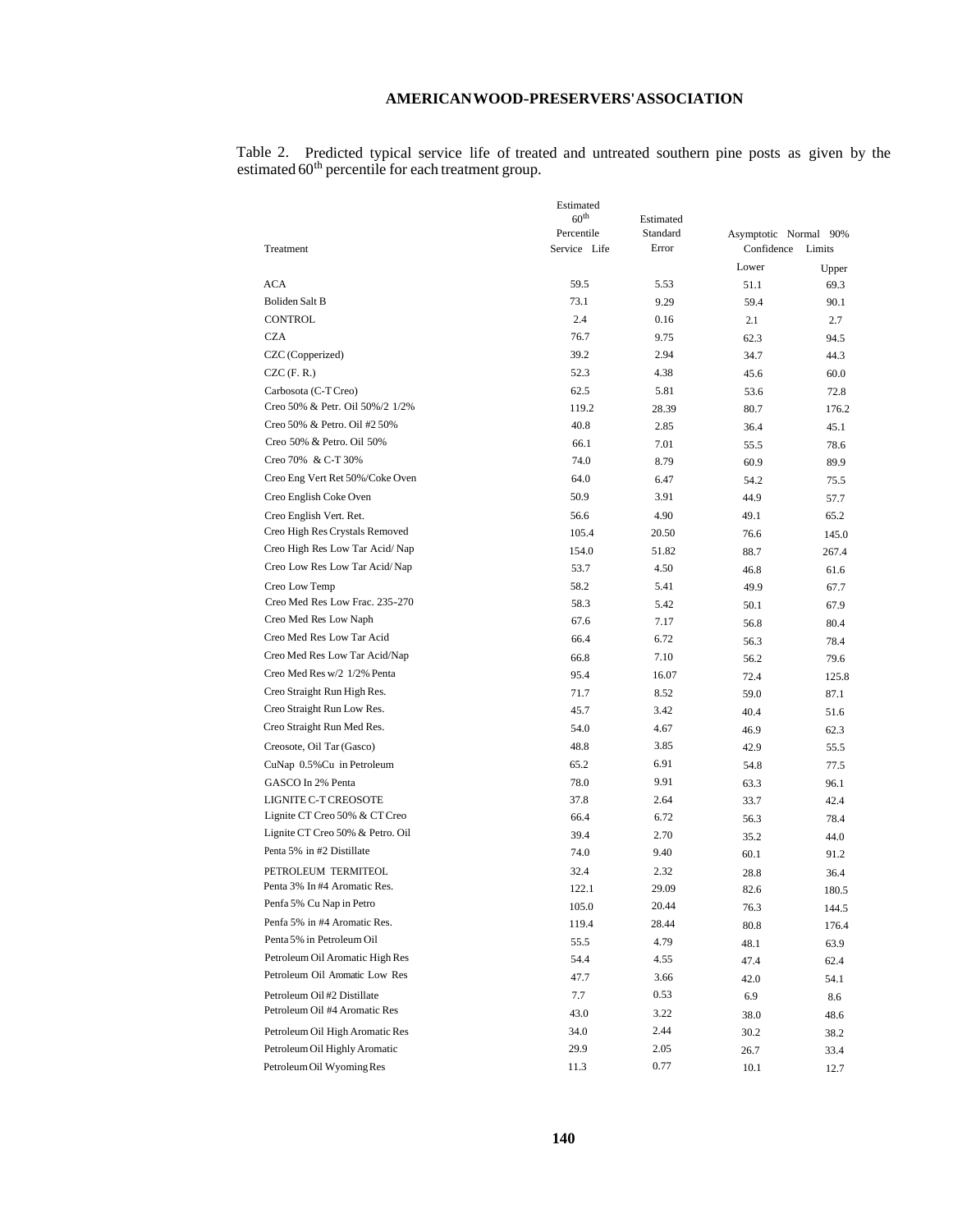Table 2. Predicted typical service life of treated and untreated southern pine posts as given by the estimated 60$^{th}$ percentile for each treatment group.

| Treatment | Estimated 60$^{th}$ Percentile Service Life | Estimated Standard Error | Asymptotic Normal 90% Confidence Limits | |
|---|---|---|---|---|
| | | | Lower | Upper |
| ACA | 59.5 | 5.53 | 51.1 | 69.3 |
| Boliden Salt B | 73.1 | 9.29 | 59.4 | 90.1 |
| CONTROL | 2.4 | 0.16 | 2.1 | 2.7 |
| CZA | 76.7 | 9.75 | 62.3 | 94.5 |
| CZC (Copperized) | 39.2 | 2.94 | 34.7 | 44.3 |
| CZC (F. R.) | 52.3 | 4.38 | 45.6 | 60.0 |
| Carbosota (C-T Creo) | 62.5 | 5.81 | 53.6 | 72.8 |
| Creo 50% & Petr. Oil 50%/2 1/2% | 119.2 | 28.39 | 80.7 | 176.2 |
| Creo 50% & Petro. Oil #2 50% | 40.8 | 2.85 | 36.4 | 45.1 |
| Creo 50% & Petro. Oil 50% | 66.1 | 7.01 | 55.5 | 78.6 |
| Creo 70% & C-T 30% | 74.0 | 8.79 | 60.9 | 89.9 |
| Creo Eng Vert Ret 50%/Coke Oven | 64.0 | 6.47 | 54.2 | 75.5 |
| Creo English Coke Oven | 50.9 | 3.91 | 44.9 | 57.7 |
| Creo English Vert. Ret. | 56.6 | 4.90 | 49.1 | 65.2 |
| Creo High Res Crystals Removed | 105.4 | 20.50 | 76.6 | 145.0 |
| Creo High Res Low Tar Acid/ Nap | 154.0 | 51.82 | 88.7 | 267.4 |
| Creo Low Res Low Tar Acid/ Nap | 53.7 | 4.50 | 46.8 | 61.6 |
| Creo Low Temp | 58.2 | 5.41 | 49.9 | 67.7 |
| Creo Med Res Low Frac. 235-270 | 58.3 | 5.42 | 50.1 | 67.9 |
| Creo Med Res Low Naph | 67.6 | 7.17 | 56.8 | 80.4 |
| Creo Med Res Low Tar Acid | 66.4 | 6.72 | 56.3 | 78.4 |
| Creo Med Res Low Tar Acid/Nap | 66.8 | 7.10 | 56.2 | 79.6 |
| Creo Med Res w/2 1/2% Penta | 95.4 | 16.07 | 72.4 | 125.8 |
| Creo Straight Run High Res. | 71.7 | 8.52 | 59.0 | 87.1 |
| Creo Straight Run Low Res. | 45.7 | 3.42 | 40.4 | 51.6 |
| Creo Straight Run Med Res. | 54.0 | 4.67 | 46.9 | 62.3 |
| Creosote, Oil Tar (Gasco) | 48.8 | 3.85 | 42.9 | 55.5 |
| CuNap 0.5%Cu in Petroleum | 65.2 | 6.91 | 54.8 | 77.5 |
| GASCO In 2% Penta | 78.0 | 9.91 | 63.3 | 96.1 |
| LIGNITE C-T CREOSOTE | 37.8 | 2.64 | 33.7 | 42.4 |
| Lignite CT Creo 50% & CT Creo | 66.4 | 6.72 | 56.3 | 78.4 |
| Lignite CT Creo 50% & Petro. Oil | 39.4 | 2.70 | 35.2 | 44.0 |
| Penta 5% in #2 Distillate | 74.0 | 9.40 | 60.1 | 91.2 |
| PETROLEUM TERMITEOL | 32.4 | 2.32 | 28.8 | 36.4 |
| Penta 3% In #4 Aromatic Res. | 122.1 | 29.09 | 82.6 | 180.5 |
| Penfa 5% Cu Nap in Petro | 105.0 | 20.44 | 76.3 | 144.5 |
| Penfa 5% in #4 Aromatic Res. | 119.4 | 28.44 | 80.8 | 176.4 |
| Penta 5% in Petroleum Oil | 55.5 | 4.79 | 48.1 | 63.9 |
| Petroleum Oil Aromatic High Res | 54.4 | 4.55 | 47.4 | 62.4 |
| Petroleum Oil Aromatic Low Res | 47.7 | 3.66 | 42.0 | 54.1 |
| Petroleum Oil #2 Distillate | 7.7 | 0.53 | 6.9 | 8.6 |
| Petroleum Oil #4 Aromatic Res | 43.0 | 3.22 | 38.0 | 48.6 |
| Petroleum Oil High Aromatic Res | 34.0 | 2.44 | 30.2 | 38.2 |
| Petroleum Oil Highly Aromatic | 29.9 | 2.05 | 26.7 | 33.4 |
| Petroleum Oil Wyoming Res | 11.3 | 0.77 | 10.1 | 12.7 |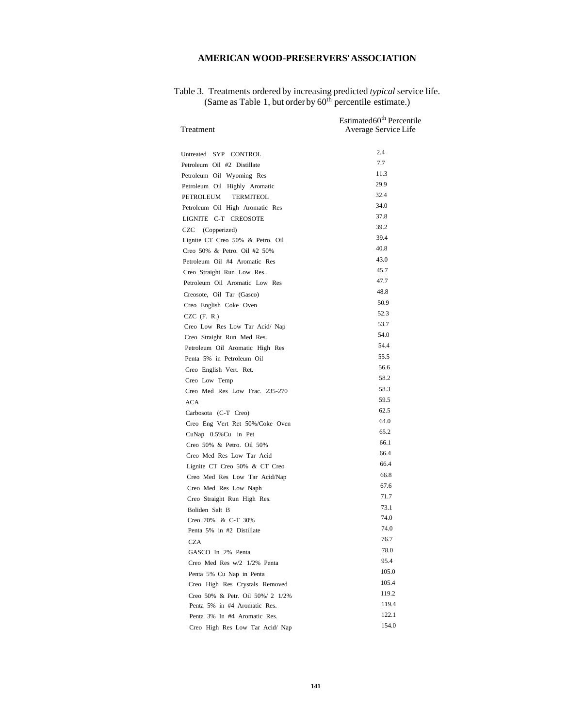# AMERICAN WOOD-PRESERVERS' ASSOCIATION

Table 3. Treatments ordered by increasing predicted *typical* service life. (Same as Table 1, but order by 60th percentile estimate.)

| Treatment | Estimated 60th Percentile Average Service Life |
|---|---|
| Untreated SYP CONTROL | 2.4 |
| Petroleum Oil #2 Distillate | 7.7 |
| Petroleum Oil Wyoming Res | 11.3 |
| Petroleum Oil Highly Aromatic | 29.9 |
| PETROLEUM TERMITEOL | 32.4 |
| Petroleum Oil High Aromatic Res | 34.0 |
| LIGNITE C-T CREOSOTE | 37.8 |
| CZC (Copperized) | 39.2 |
| Lignite CT Creo 50% & Petro. Oil | 39.4 |
| Creo 50% & Petro. Oil #2 50% | 40.8 |
| Petroleum Oil #4 Aromatic Res | 43.0 |
| Creo Straight Run Low Res. | 45.7 |
| Petroleum Oil Aromatic Low Res | 47.7 |
| Creosote, Oil Tar (Gasco) | 48.8 |
| Creo English Coke Oven | 50.9 |
| CZC (F. R.) | 52.3 |
| Creo Low Res Low Tar Acid/ Nap | 53.7 |
| Creo Straight Run Med Res. | 54.0 |
| Petroleum Oil Aromatic High Res | 54.4 |
| Penta 5% in Petroleum Oil | 55.5 |
| Creo English Vert. Ret. | 56.6 |
| Creo Low Temp | 58.2 |
| Creo Med Res Low Frac. 235-270 | 58.3 |
| ACA | 59.5 |
| Carbosota (C-T Creo) | 62.5 |
| Creo Eng Vert Ret 50%/Coke Oven | 64.0 |
| CuNap 0.5%Cu in Pet | 65.2 |
| Creo 50% & Petro. Oil 50% | 66.1 |
| Creo Med Res Low Tar Acid | 66.4 |
| Lignite CT Creo 50% & CT Creo | 66.4 |
| Creo Med Res Low Tar Acid/Nap | 66.8 |
| Creo Med Res Low Naph | 67.6 |
| Creo Straight Run High Res. | 71.7 |
| Boliden Salt B | 73.1 |
| Creo 70% & C-T 30% | 74.0 |
| Penta 5% in #2 Distillate | 74.0 |
| CZA | 76.7 |
| GASCO In 2% Penta | 78.0 |
| Creo Med Res w/2 1/2% Penta | 95.4 |
| Penta 5% Cu Nap in Penta | 105.0 |
| Creo High Res Crystals Removed | 105.4 |
| Creo 50% & Petr. Oil 50%/ 2 1/2% | 119.2 |
| Penta 5% in #4 Aromatic Res. | 119.4 |
| Penta 3% In #4 Aromatic Res. | 122.1 |
| Creo High Res Low Tar Acid/ Nap | 154.0 |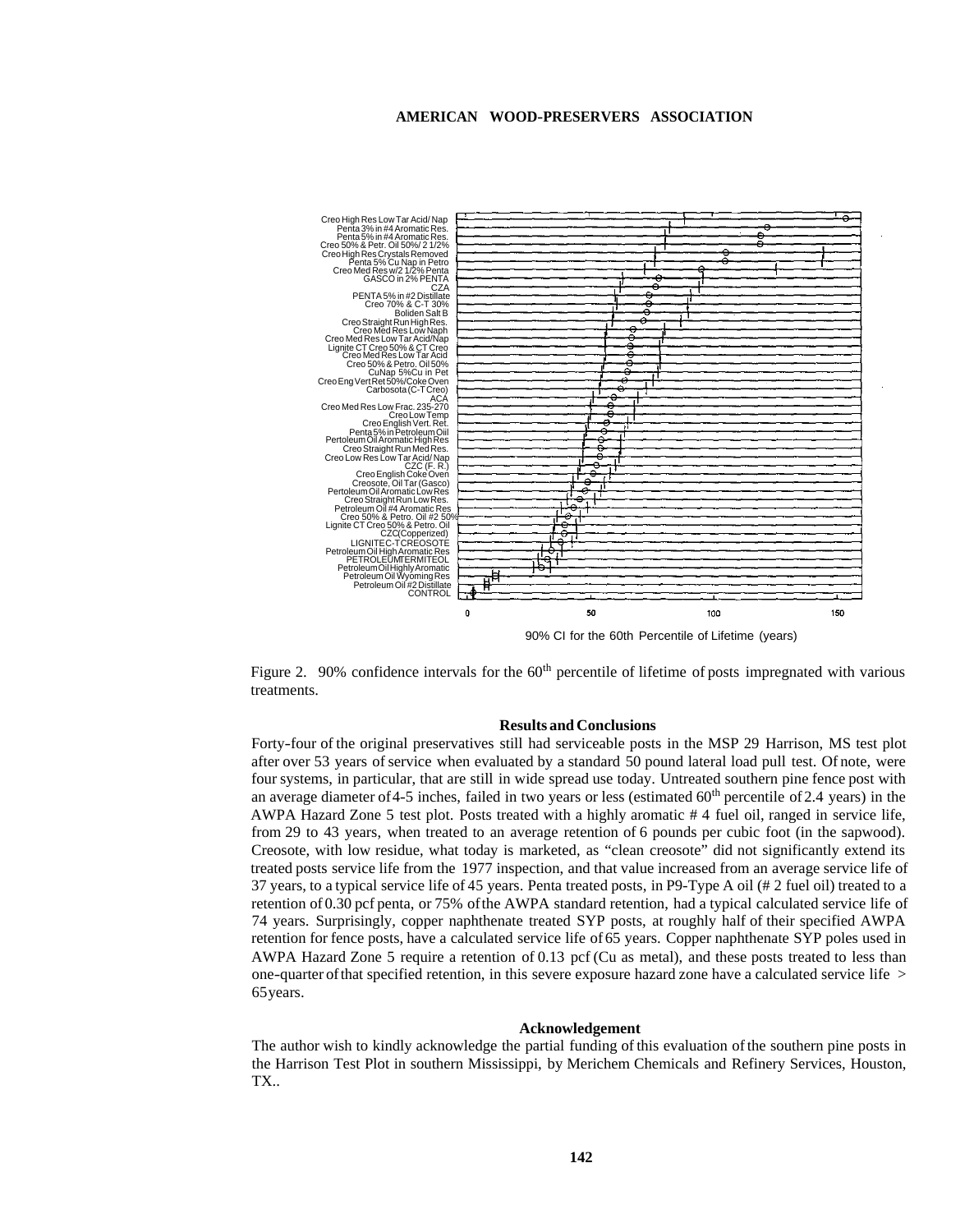Figure 2. 90% confidence intervals for the 60[th] percentile of lifetime of posts impregnated with various treatments.

## Results and Conclusions

Forty-four of the original preservatives still had serviceable posts in the MSP 29 Harrison, MS test plot after over 53 years of service when evaluated by a standard 50 pound lateral load pull test. Of note, were four systems, in particular, that are still in wide spread use today. Untreated southern pine fence post with an average diameter of 4-5 inches, failed in two years or less (estimated 60[th] percentile of 2.4 years) in the AWPA Hazard Zone 5 test plot. Posts treated with a highly aromatic # 4 fuel oil, ranged in service life, from 29 to 43 years, when treated to an average retention of 6 pounds per cubic foot (in the sapwood). Creosote, with low residue, what today is marketed, as "clean creosote" did not significantly extend its treated posts service life from the 1977 inspection, and that value increased from an average service life of 37 years, to a typical service life of 45 years. Penta treated posts, in P9-Type A oil (# 2 fuel oil) treated to a retention of 0.30 pcf penta, or 75% of the AWPA standard retention, had a typical calculated service life of 74 years. Surprisingly, copper naphthenate treated SYP posts, at roughly half of their specified AWPA retention for fence posts, have a calculated service life of 65 years. Copper naphthenate SYP poles used in AWPA Hazard Zone 5 require a retention of 0.13 pcf (Cu as metal), and these posts treated to less than one-quarter of that specified retention, in this severe exposure hazard zone have a calculated service life > 65 years.

## Acknowledgement

The author wish to kindly acknowledge the partial funding of this evaluation of the southern pine posts in the Harrison Test Plot in southern Mississippi, by Merichem Chemicals and Refinery Services, Houston, TX..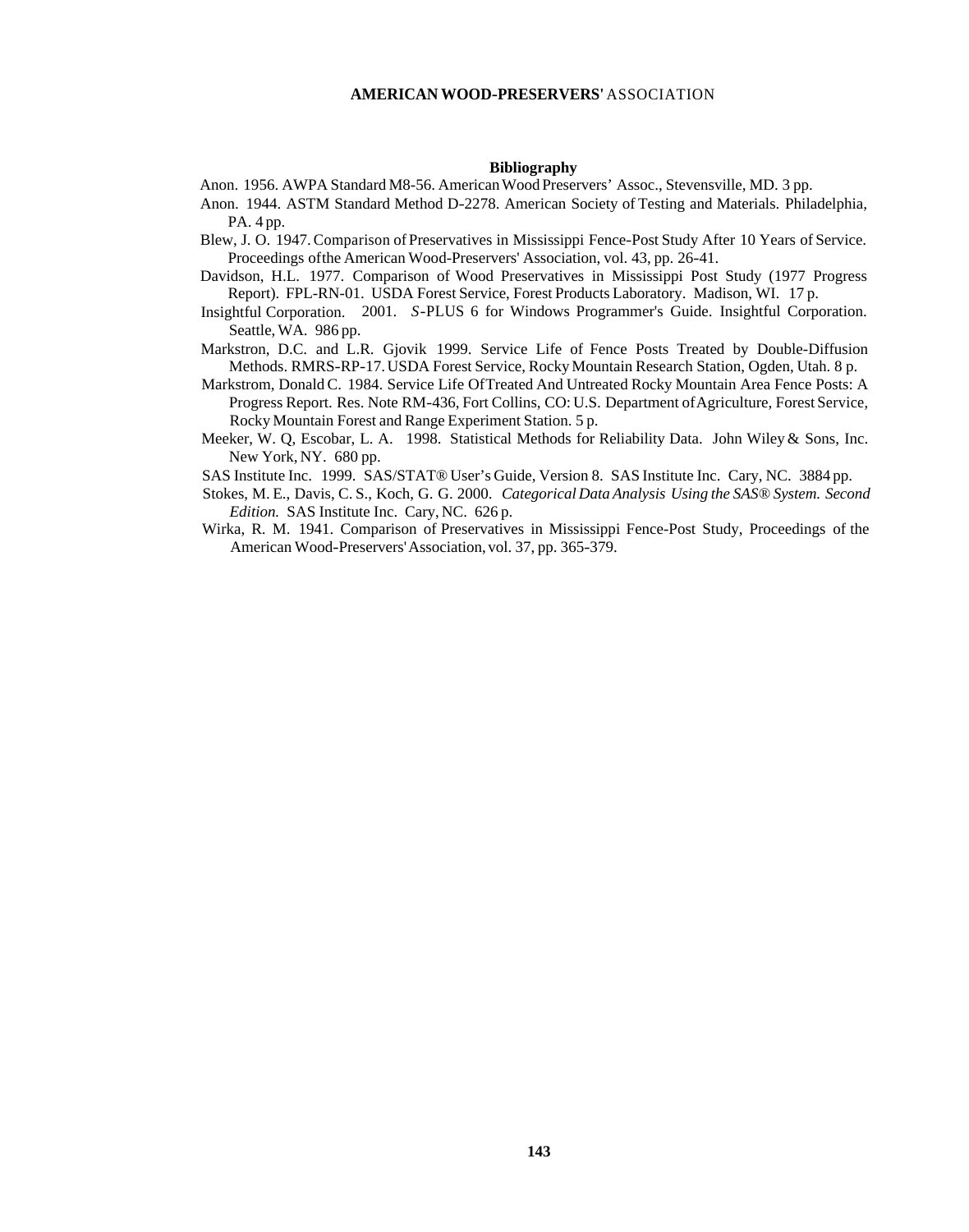## Bibliography

Anon. 1956. AWPA Standard M8-56. American Wood Preservers' Assoc., Stevensville, MD. 3 pp.

Anon. 1944. ASTM Standard Method D-2278. American Society of Testing and Materials. Philadelphia, PA. 4 pp.

Blew, J. O. 1947. Comparison of Preservatives in Mississippi Fence-Post Study After 10 Years of Service. Proceedings of the American Wood-Preservers' Association, vol. 43, pp. 26-41.

Davidson, H.L. 1977. Comparison of Wood Preservatives in Mississippi Post Study (1977 Progress Report). FPL-RN-01. USDA Forest Service, Forest Products Laboratory. Madison, WI. 17 p.

Insightful Corporation. 2001. *S*-PLUS 6 for Windows Programmer's Guide. Insightful Corporation. Seattle, WA. 986 pp.

Markstron, D.C. and L.R. Gjovik 1999. Service Life of Fence Posts Treated by Double-Diffusion Methods. RMRS-RP-17. USDA Forest Service, Rocky Mountain Research Station, Ogden, Utah. 8 p.

Markstrom, Donald C. 1984. Service Life Of Treated And Untreated Rocky Mountain Area Fence Posts: A Progress Report. Res. Note RM-436, Fort Collins, CO: U.S. Department of Agriculture, Forest Service, Rocky Mountain Forest and Range Experiment Station. 5 p.

Meeker, W. Q, Escobar, L. A. 1998. Statistical Methods for Reliability Data. John Wiley & Sons, Inc. New York, NY. 680 pp.

SAS Institute Inc. 1999. SAS/STAT® User's Guide, Version 8. SAS Institute Inc. Cary, NC. 3884 pp.

Stokes, M. E., Davis, C. S., Koch, G. G. 2000. *Categorical Data Analysis Using the SAS® System. Second Edition.* SAS Institute Inc. Cary, NC. 626 p.

Wirka, R. M. 1941. Comparison of Preservatives in Mississippi Fence-Post Study, Proceedings of the American Wood-Preservers' Association, vol. 37, pp. 365-379.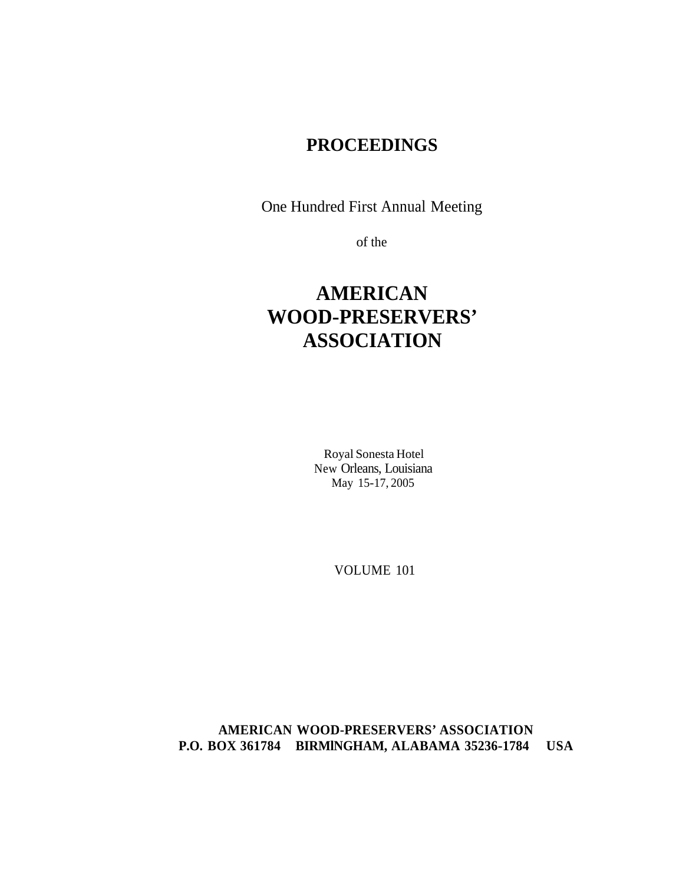# PROCEEDINGS

One Hundred First Annual Meeting

of the

# AMERICAN WOOD-PRESERVERS' ASSOCIATION

Royal Sonesta Hotel
New Orleans, Louisiana
May 15-17, 2005

VOLUME 101

**AMERICAN WOOD-PRESERVERS' ASSOCIATION**
**P.O. BOX 361784 BIRMINGHAM, ALABAMA 35236-1784 USA**